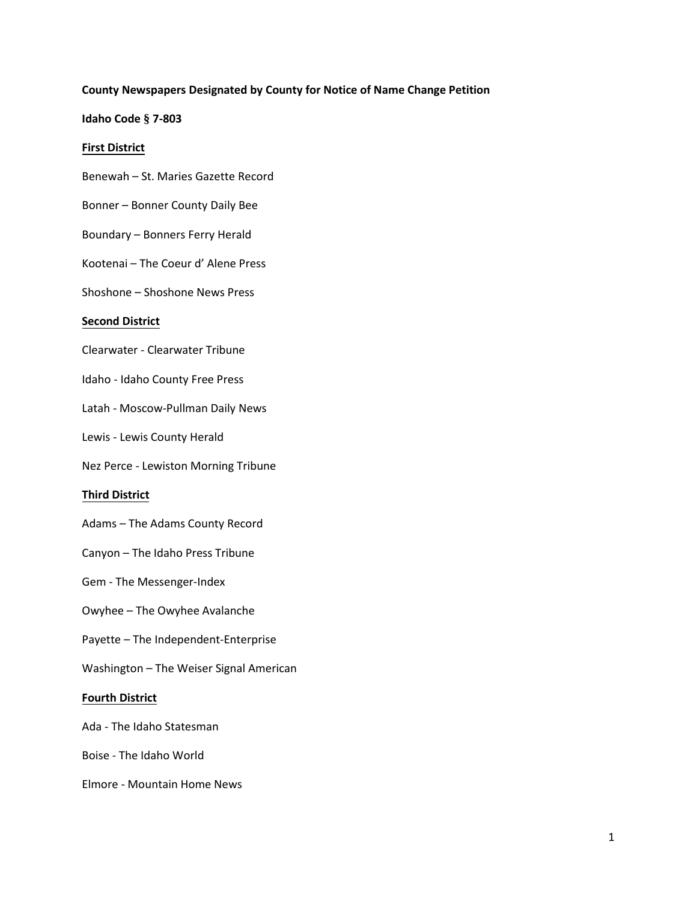**County Newspapers Designated by County for Notice of Name Change Petition**

**Idaho Code § 7-803**

**<u>First District</u>**

Benewah – St. Maries Gazette Record

Bonner – Bonner County Daily Bee

Boundary – Bonners Ferry Herald

Kootenai – The Coeur d' Alene Press

Shoshone – Shoshone News Press

**<u>Second District</u>**

Clearwater - Clearwater Tribune

Idaho - Idaho County Free Press

Latah - Moscow-Pullman Daily News

Lewis - Lewis County Herald

Nez Perce - Lewiston Morning Tribune

**<u>Third District</u>**

Adams – The Adams County Record

Canyon – The Idaho Press Tribune

Gem - The Messenger-Index

Owyhee – The Owyhee Avalanche

Payette – The Independent-Enterprise

Washington – The Weiser Signal American

**<u>Fourth District</u>**

Ada - The Idaho Statesman

Boise - The Idaho World

Elmore - Mountain Home News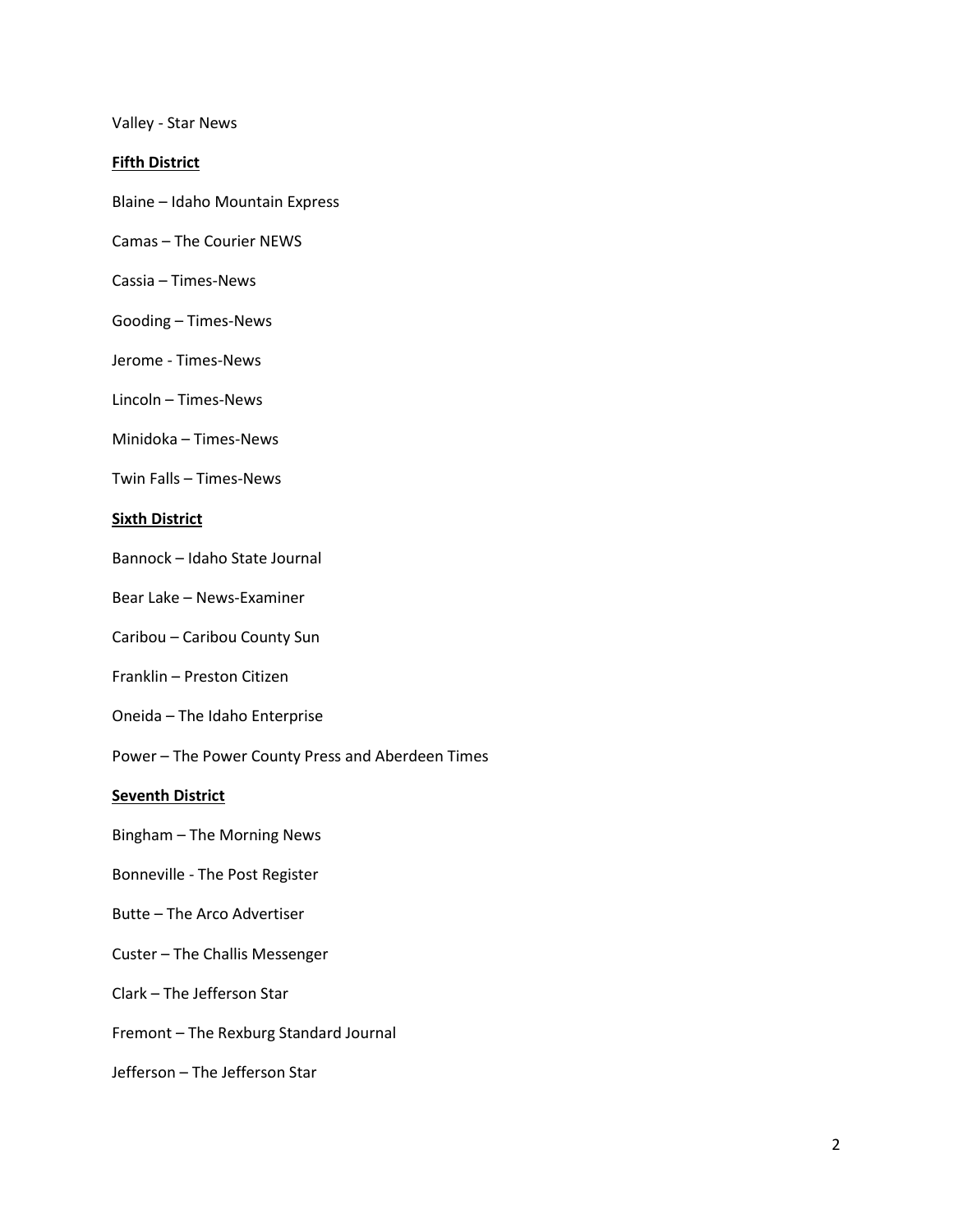Valley - Star News

**Fifth District**

Blaine – Idaho Mountain Express

Camas – The Courier NEWS

Cassia – Times-News

Gooding – Times-News

Jerome - Times-News

Lincoln – Times-News

Minidoka – Times-News

Twin Falls – Times-News

**Sixth District**

Bannock – Idaho State Journal

Bear Lake – News-Examiner

Caribou – Caribou County Sun

Franklin – Preston Citizen

Oneida – The Idaho Enterprise

Power – The Power County Press and Aberdeen Times

**Seventh District**

Bingham – The Morning News

Bonneville - The Post Register

Butte – The Arco Advertiser

Custer – The Challis Messenger

Clark – The Jefferson Star

Fremont – The Rexburg Standard Journal

Jefferson – The Jefferson Star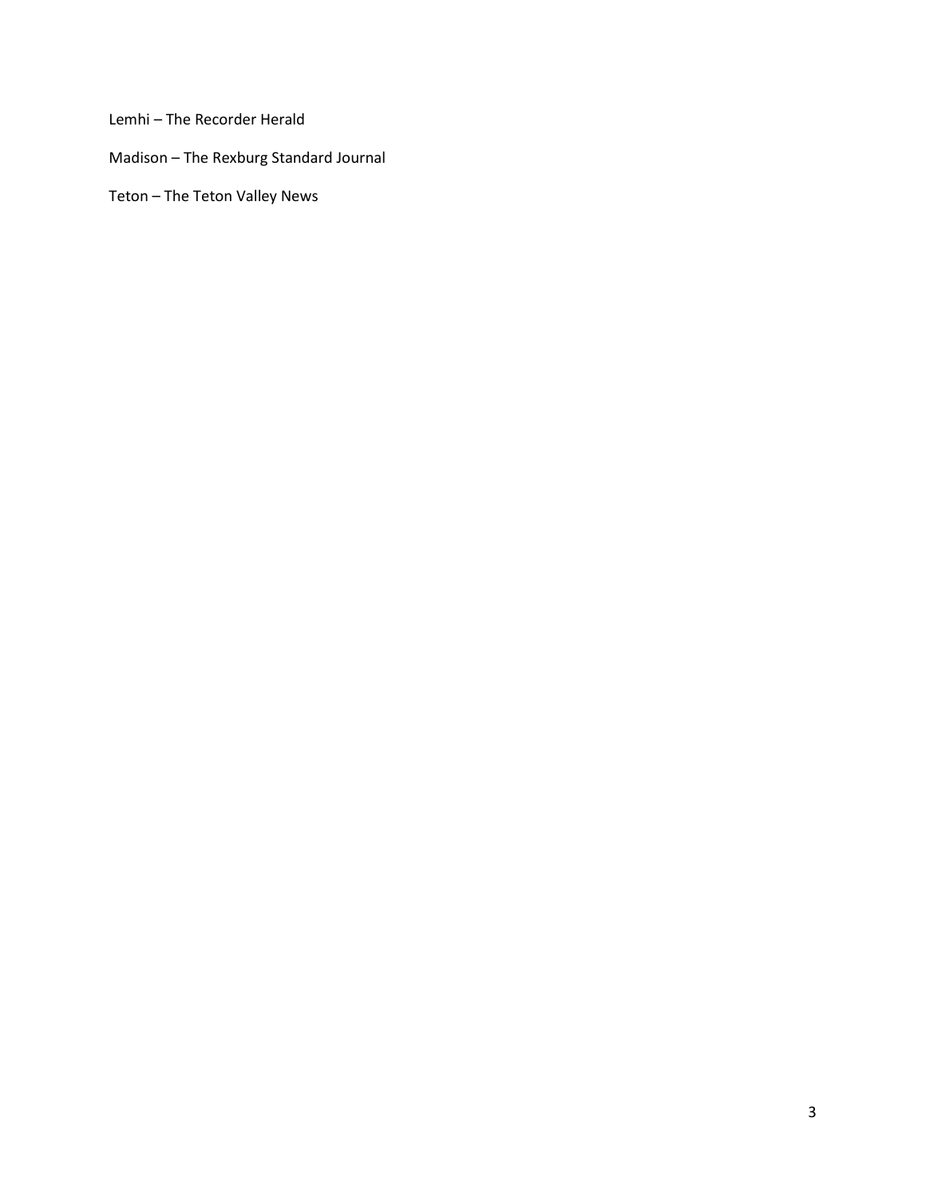Lemhi – The Recorder Herald

Madison – The Rexburg Standard Journal

Teton – The Teton Valley News